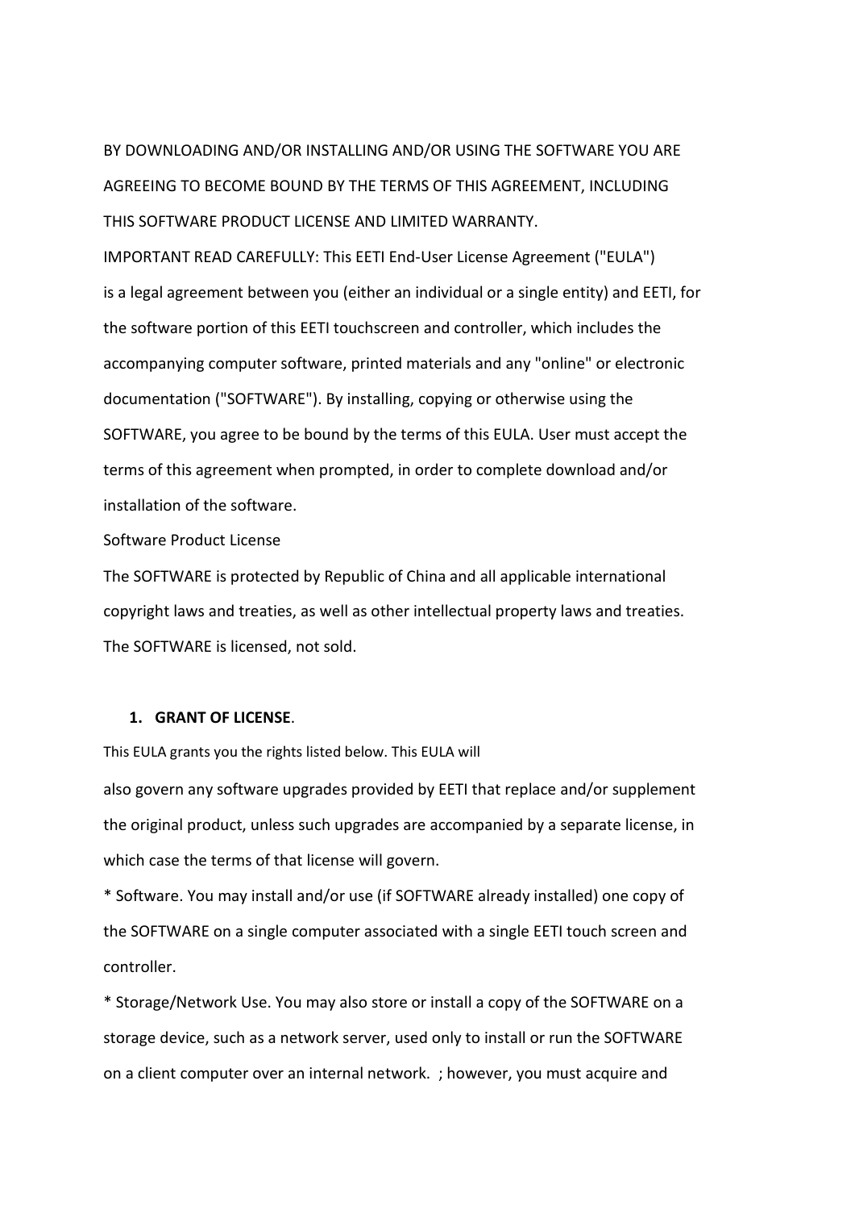BY DOWNLOADING AND/OR INSTALLING AND/OR USING THE SOFTWARE YOU ARE AGREEING TO BECOME BOUND BY THE TERMS OF THIS AGREEMENT, INCLUDING THIS SOFTWARE PRODUCT LICENSE AND LIMITED WARRANTY.

IMPORTANT READ CAREFULLY: This EETI End-User License Agreement ("EULA") is a legal agreement between you (either an individual or a single entity) and EETI, for the software portion of this EETI touchscreen and controller, which includes the accompanying computer software, printed materials and any "online" or electronic documentation ("SOFTWARE"). By installing, copying or otherwise using the SOFTWARE, you agree to be bound by the terms of this EULA. User must accept the terms of this agreement when prompted, in order to complete download and/or installation of the software.

Software Product License

The SOFTWARE is protected by Republic of China and all applicable international copyright laws and treaties, as well as other intellectual property laws and treaties. The SOFTWARE is licensed, not sold.

1. **GRANT OF LICENSE**.

This EULA grants you the rights listed below. This EULA will also govern any software upgrades provided by EETI that replace and/or supplement the original product, unless such upgrades are accompanied by a separate license, in which case the terms of that license will govern.

* Software. You may install and/or use (if SOFTWARE already installed) one copy of the SOFTWARE on a single computer associated with a single EETI touch screen and controller.

* Storage/Network Use. You may also store or install a copy of the SOFTWARE on a storage device, such as a network server, used only to install or run the SOFTWARE on a client computer over an internal network. ; however, you must acquire and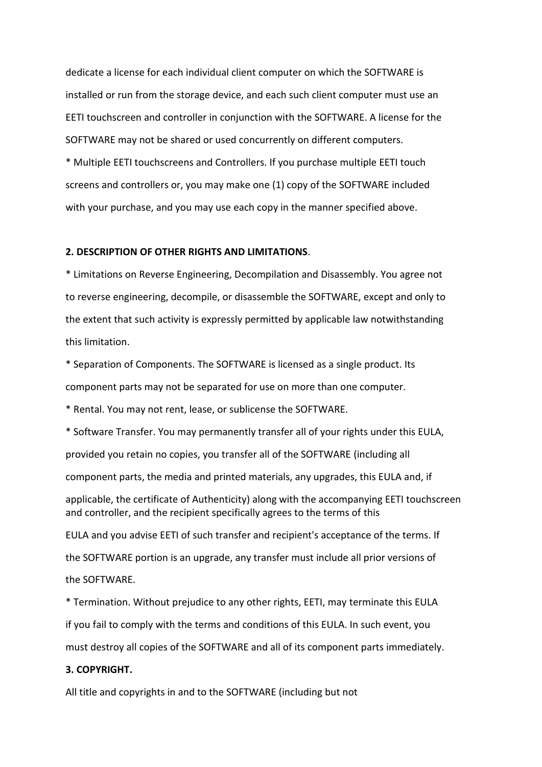dedicate a license for each individual client computer on which the SOFTWARE is installed or run from the storage device, and each such client computer must use an EETI touchscreen and controller in conjunction with the SOFTWARE. A license for the SOFTWARE may not be shared or used concurrently on different computers.

* Multiple EETI touchscreens and Controllers. If you purchase multiple EETI touch screens and controllers or, you may make one (1) copy of the SOFTWARE included with your purchase, and you may use each copy in the manner specified above.

**2. DESCRIPTION OF OTHER RIGHTS AND LIMITATIONS**.

* Limitations on Reverse Engineering, Decompilation and Disassembly. You agree not to reverse engineering, decompile, or disassemble the SOFTWARE, except and only to the extent that such activity is expressly permitted by applicable law notwithstanding this limitation.

* Separation of Components. The SOFTWARE is licensed as a single product. Its component parts may not be separated for use on more than one computer.

* Rental. You may not rent, lease, or sublicense the SOFTWARE.

* Software Transfer. You may permanently transfer all of your rights under this EULA, provided you retain no copies, you transfer all of the SOFTWARE (including all component parts, the media and printed materials, any upgrades, this EULA and, if applicable, the certificate of Authenticity) along with the accompanying EETI touchscreen and controller, and the recipient specifically agrees to the terms of this EULA and you advise EETI of such transfer and recipient's acceptance of the terms. If the SOFTWARE portion is an upgrade, any transfer must include all prior versions of the SOFTWARE.

* Termination. Without prejudice to any other rights, EETI, may terminate this EULA if you fail to comply with the terms and conditions of this EULA. In such event, you must destroy all copies of the SOFTWARE and all of its component parts immediately.

**3. COPYRIGHT.**

All title and copyrights in and to the SOFTWARE (including but not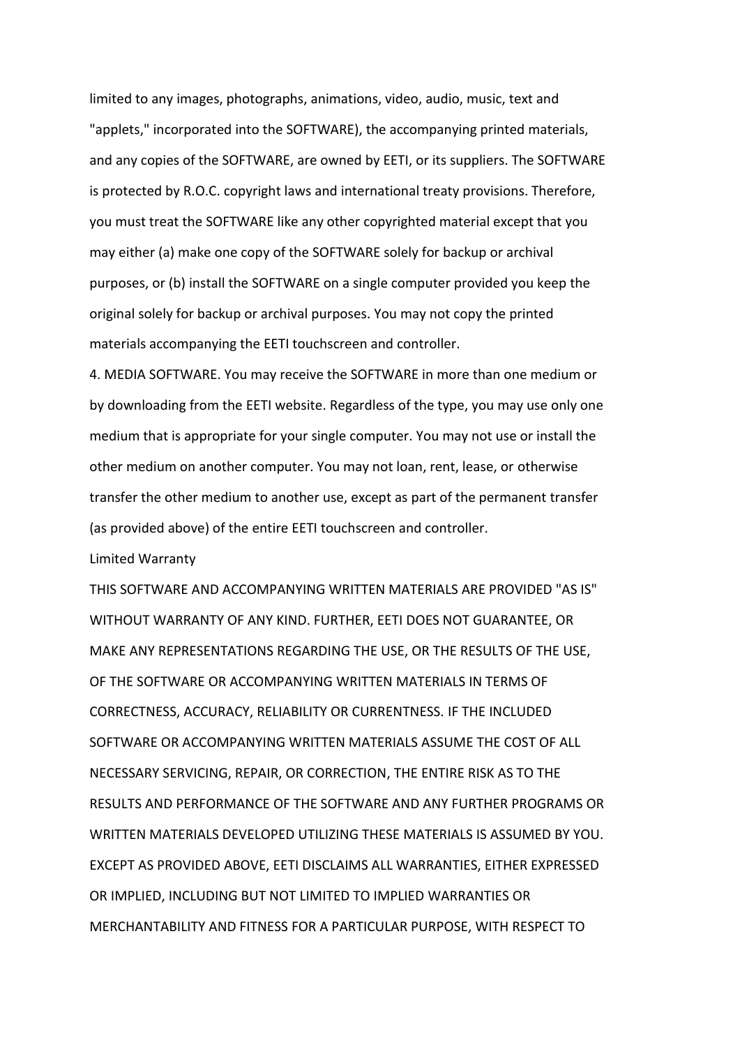limited to any images, photographs, animations, video, audio, music, text and "applets," incorporated into the SOFTWARE), the accompanying printed materials, and any copies of the SOFTWARE, are owned by EETI, or its suppliers. The SOFTWARE is protected by R.O.C. copyright laws and international treaty provisions. Therefore, you must treat the SOFTWARE like any other copyrighted material except that you may either (a) make one copy of the SOFTWARE solely for backup or archival purposes, or (b) install the SOFTWARE on a single computer provided you keep the original solely for backup or archival purposes. You may not copy the printed materials accompanying the EETI touchscreen and controller.

4. MEDIA SOFTWARE. You may receive the SOFTWARE in more than one medium or by downloading from the EETI website. Regardless of the type, you may use only one medium that is appropriate for your single computer. You may not use or install the other medium on another computer. You may not loan, rent, lease, or otherwise transfer the other medium to another use, except as part of the permanent transfer (as provided above) of the entire EETI touchscreen and controller.

Limited Warranty

THIS SOFTWARE AND ACCOMPANYING WRITTEN MATERIALS ARE PROVIDED "AS IS" WITHOUT WARRANTY OF ANY KIND. FURTHER, EETI DOES NOT GUARANTEE, OR MAKE ANY REPRESENTATIONS REGARDING THE USE, OR THE RESULTS OF THE USE, OF THE SOFTWARE OR ACCOMPANYING WRITTEN MATERIALS IN TERMS OF CORRECTNESS, ACCURACY, RELIABILITY OR CURRENTNESS. IF THE INCLUDED SOFTWARE OR ACCOMPANYING WRITTEN MATERIALS ASSUME THE COST OF ALL NECESSARY SERVICING, REPAIR, OR CORRECTION, THE ENTIRE RISK AS TO THE RESULTS AND PERFORMANCE OF THE SOFTWARE AND ANY FURTHER PROGRAMS OR WRITTEN MATERIALS DEVELOPED UTILIZING THESE MATERIALS IS ASSUMED BY YOU. EXCEPT AS PROVIDED ABOVE, EETI DISCLAIMS ALL WARRANTIES, EITHER EXPRESSED OR IMPLIED, INCLUDING BUT NOT LIMITED TO IMPLIED WARRANTIES OR MERCHANTABILITY AND FITNESS FOR A PARTICULAR PURPOSE, WITH RESPECT TO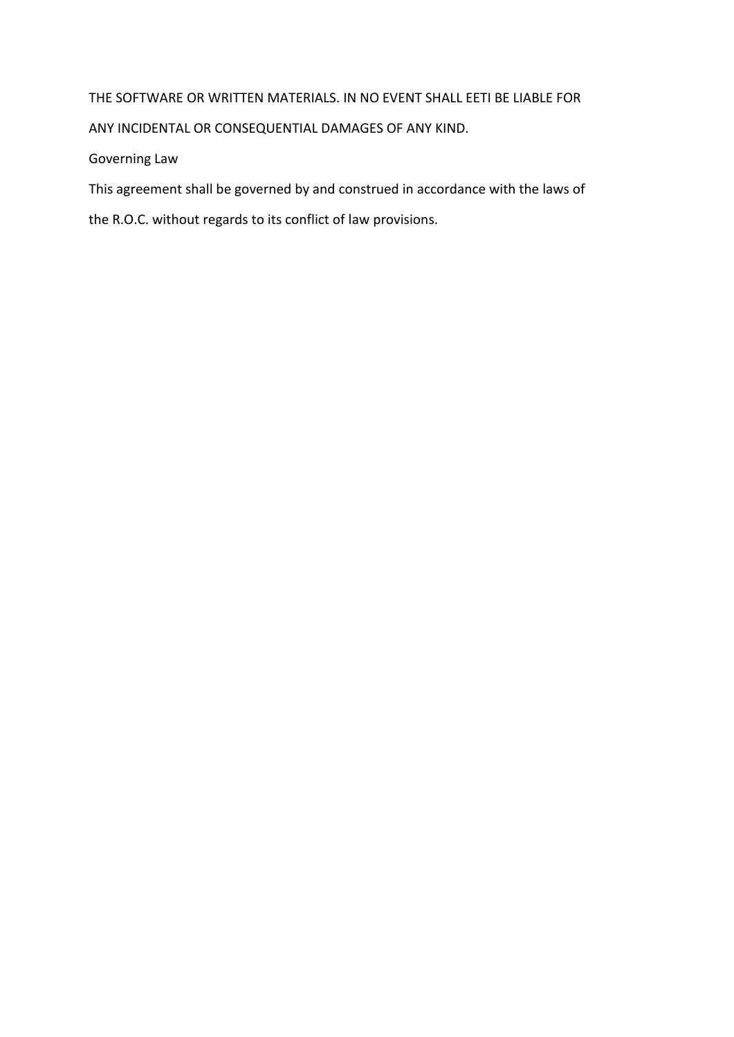THE SOFTWARE OR WRITTEN MATERIALS. IN NO EVENT SHALL EETI BE LIABLE FOR ANY INCIDENTAL OR CONSEQUENTIAL DAMAGES OF ANY KIND.

## Governing Law

This agreement shall be governed by and construed in accordance with the laws of the R.O.C. without regards to its conflict of law provisions.